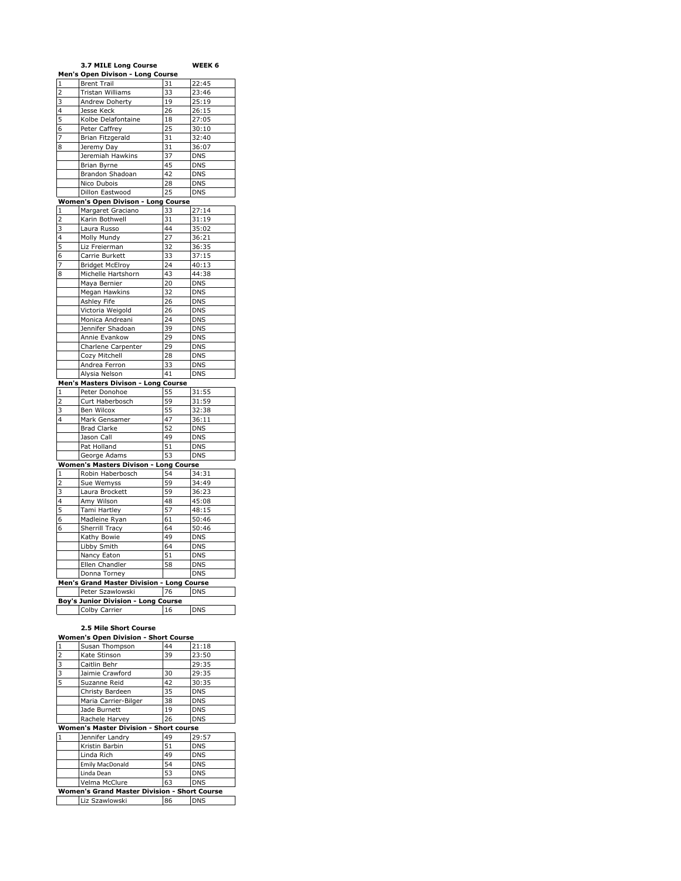**3.7 MILE Long Course** **WEEK 6**

**Men's Open Divison - Long Course**

| | | | |
|---|---|---|---|
| 1 | Brent Trail | 31 | 22:45 |
| 2 | Tristan Williams | 33 | 23:46 |
| 3 | Andrew Doherty | 19 | 25:19 |
| 4 | Jesse Keck | 26 | 26:15 |
| 5 | Kolbe Delafontaine | 18 | 27:05 |
| 6 | Peter Caffrey | 25 | 30:10 |
| 7 | Brian Fitzgerald | 31 | 32:40 |
| 8 | Jeremy Day | 31 | 36:07 |
| | Jeremiah Hawkins | 37 | DNS |
| | Brian Byrne | 45 | DNS |
| | Brandon Shadoan | 42 | DNS |
| | Nico Dubois | 28 | DNS |
| | Dillon Eastwood | 25 | DNS |

**Women's Open Divison - Long Course**

| | | | |
|---|---|---|---|
| 1 | Margaret Graciano | 33 | 27:14 |
| 2 | Karin Bothwell | 31 | 31:19 |
| 3 | Laura Russo | 44 | 35:02 |
| 4 | Molly Mundy | 27 | 36:21 |
| 5 | Liz Freierman | 32 | 36:35 |
| 6 | Carrie Burkett | 33 | 37:15 |
| 7 | Bridget McElroy | 24 | 40:13 |
| 8 | Michelle Hartshorn | 43 | 44:38 |
| | Maya Bernier | 20 | DNS |
| | Megan Hawkins | 32 | DNS |
| | Ashley Fife | 26 | DNS |
| | Victoria Weigold | 26 | DNS |
| | Monica Andreani | 24 | DNS |
| | Jennifer Shadoan | 39 | DNS |
| | Annie Evankow | 29 | DNS |
| | Charlene Carpenter | 29 | DNS |
| | Cozy Mitchell | 28 | DNS |
| | Andrea Ferron | 33 | DNS |
| | Alysia Nelson | 41 | DNS |

**Men's Masters Divison - Long Course**

| | | | |
|---|---|---|---|
| 1 | Peter Donohoe | 55 | 31:55 |
| 2 | Curt Haberbosch | 59 | 31:59 |
| 3 | Ben Wilcox | 55 | 32:38 |
| 4 | Mark Gensamer | 47 | 36:11 |
| | Brad Clarke | 52 | DNS |
| | Jason Call | 49 | DNS |
| | Pat Holland | 51 | DNS |
| | George Adams | 53 | DNS |

**Women's Masters Divison - Long Course**

| | | | |
|---|---|---|---|
| 1 | Robin Haberbosch | 54 | 34:31 |
| 2 | Sue Wemyss | 59 | 34:49 |
| 3 | Laura Brockett | 59 | 36:23 |
| 4 | Amy Wilson | 48 | 45:08 |
| 5 | Tami Hartley | 57 | 48:15 |
| 6 | Madleine Ryan | 61 | 50:46 |
| 6 | Sherrill Tracy | 64 | 50:46 |
| | Kathy Bowie | 49 | DNS |
| | Libby Smith | 64 | DNS |
| | Nancy Eaton | 51 | DNS |
| | Ellen Chandler | 58 | DNS |
| | Donna Torney | | DNS |

**Men's Grand Master Division - Long Course**

| | | | |
|---|---|---|---|
| | Peter Szawlowski | 76 | DNS |

**Boy's Junior Division - Long Course**

| | | | |
|---|---|---|---|
| | Colby Carrier | 16 | DNS |

**2.5 Mile Short Course**

**Women's Open Division - Short Course**

| | | | |
|---|---|---|---|
| 1 | Susan Thompson | 44 | 21:18 |
| 2 | Kate Stinson | 39 | 23:50 |
| 3 | Caitlin Behr | | 29:35 |
| 3 | Jaimie Crawford | 30 | 29:35 |
| 5 | Suzanne Reid | 42 | 30:35 |
| | Christy Bardeen | 35 | DNS |
| | Maria Carrier-Bilger | 38 | DNS |
| | Jade Burnett | 19 | DNS |
| | Rachele Harvey | 26 | DNS |

**Women's Master Division - Short course**

| | | | |
|---|---|---|---|
| 1 | Jennifer Landry | 49 | 29:57 |
| | Kristin Barbin | 51 | DNS |
| | Linda Rich | 49 | DNS |
| | Emily MacDonald | 54 | DNS |
| | Linda Dean | 53 | DNS |
| | Velma McClure | 63 | DNS |

**Women's Grand Master Division - Short Course**

| | | | |
|---|---|---|---|
| | Liz Szawlowski | 86 | DNS |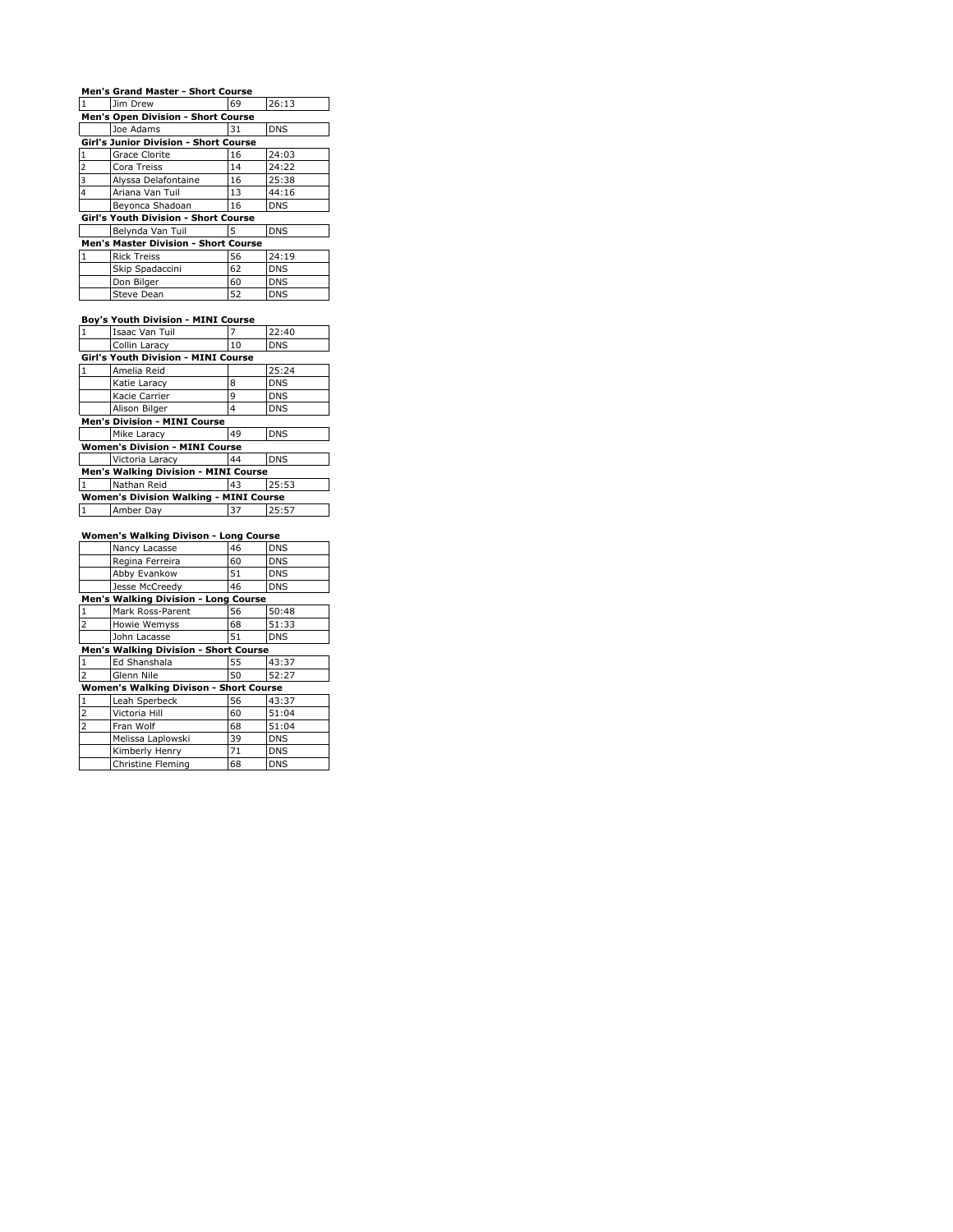**Men's Grand Master - Short Course**

| | | | |
|---|---|---|---|
| 1 | Jim Drew | 69 | 26:13 |

**Men's Open Division - Short Course**

| | | | |
|---|---|---|---|
| | Joe Adams | 31 | DNS |

**Girl's Junior Division - Short Course**

| | | | |
|---|---|---|---|
| 1 | Grace Clorite | 16 | 24:03 |
| 2 | Cora Treiss | 14 | 24:22 |
| 3 | Alyssa Delafontaine | 16 | 25:38 |
| 4 | Ariana Van Tuil | 13 | 44:16 |
| | Beyonca Shadoan | 16 | DNS |

**Girl's Youth Division - Short Course**

| | | | |
|---|---|---|---|
| | Belynda Van Tuil | 5 | DNS |

**Men's Master Division - Short Course**

| | | | |
|---|---|---|---|
| 1 | Rick Treiss | 56 | 24:19 |
| | Skip Spadaccini | 62 | DNS |
| | Don Bilger | 60 | DNS |
| | Steve Dean | 52 | DNS |

**Boy's Youth Division - MINI Course**

| | | | |
|---|---|---|---|
| 1 | Isaac Van Tuil | 7 | 22:40 |
| | Collin Laracy | 10 | DNS |

**Girl's Youth Division - MINI Course**

| | | | |
|---|---|---|---|
| 1 | Amelia Reid | | 25:24 |
| | Katie Laracy | 8 | DNS |
| | Kacie Carrier | 9 | DNS |
| | Alison Bilger | 4 | DNS |

**Men's Division - MINI Course**

| | | | |
|---|---|---|---|
| | Mike Laracy | 49 | DNS |

**Women's Division - MINI Course**

| | | | |
|---|---|---|---|
| | Victoria Laracy | 44 | DNS |

**Men's Walking Division - MINI Course**

| | | | |
|---|---|---|---|
| 1 | Nathan Reid | 43 | 25:53 |

**Women's Division Walking - MINI Course**

| | | | |
|---|---|---|---|
| 1 | Amber Day | 37 | 25:57 |

**Women's Walking Divison - Long Course**

| | | | |
|---|---|---|---|
| | Nancy Lacasse | 46 | DNS |
| | Regina Ferreira | 60 | DNS |
| | Abby Evankow | 51 | DNS |
| | Jesse McCreedy | 46 | DNS |

**Men's Walking Division - Long Course**

| | | | |
|---|---|---|---|
| 1 | Mark Ross-Parent | 56 | 50:48 |
| 2 | Howie Wemyss | 68 | 51:33 |
| | John Lacasse | 51 | DNS |

**Men's Walking Division - Short Course**

| | | | |
|---|---|---|---|
| 1 | Ed Shanshala | 55 | 43:37 |
| 2 | Glenn Nile | 50 | 52:27 |

**Women's Walking Divison - Short Course**

| | | | |
|---|---|---|---|
| 1 | Leah Sperbeck | 56 | 43:37 |
| 2 | Victoria Hill | 60 | 51:04 |
| 2 | Fran Wolf | 68 | 51:04 |
| | Melissa Laplowski | 39 | DNS |
| | Kimberly Henry | 71 | DNS |
| | Christine Fleming | 68 | DNS |